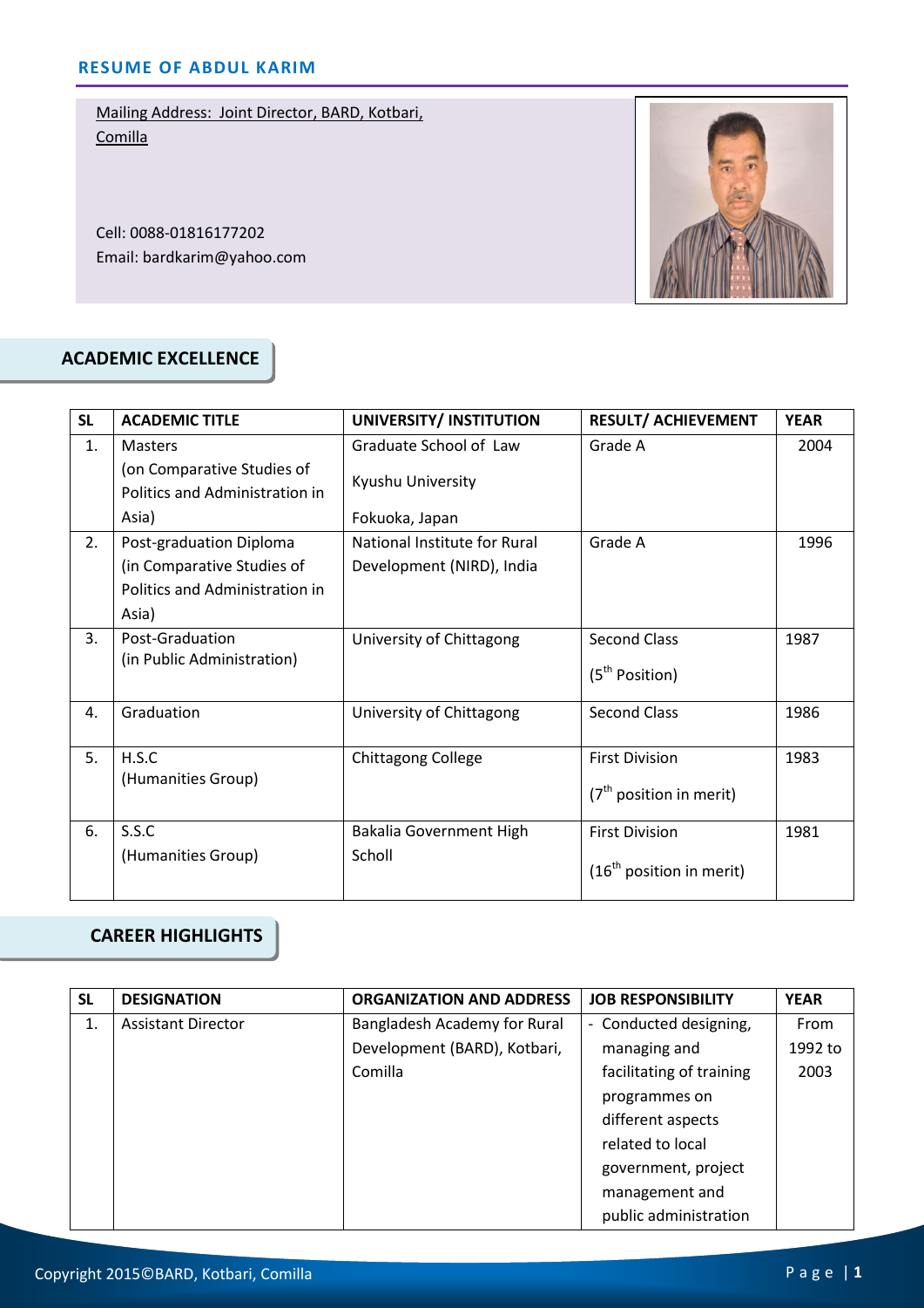# RESUME OF ABDUL KARIM

Mailing Address: Joint Director, BARD, Kotbari, Comilla

Cell: 0088-01816177202
Email: bardkarim@yahoo.com

## ACADEMIC EXCELLENCE

| SL | ACADEMIC TITLE | UNIVERSITY/ INSTITUTION | RESULT/ ACHIEVEMENT | YEAR |
|---|---|---|---|---|
| 1. | Masters (on Comparative Studies of Politics and Administration in Asia) | Graduate School of Law Kyushu University Fokuoka, Japan | Grade A | 2004 |
| 2. | Post-graduation Diploma (in Comparative Studies of Politics and Administration in Asia) | National Institute for Rural Development (NIRD), India | Grade A | 1996 |
| 3. | Post-Graduation (in Public Administration) | University of Chittagong | Second Class (5th Position) | 1987 |
| 4. | Graduation | University of Chittagong | Second Class | 1986 |
| 5. | H.S.C (Humanities Group) | Chittagong College | First Division (7th position in merit) | 1983 |
| 6. | S.S.C (Humanities Group) | Bakalia Government High Scholl | First Division (16th position in merit) | 1981 |

## CAREER HIGHLIGHTS

| SL | DESIGNATION | ORGANIZATION AND ADDRESS | JOB RESPONSIBILITY | YEAR |
|---|---|---|---|---|
| 1. | Assistant Director | Bangladesh Academy for Rural Development (BARD), Kotbari, Comilla | - Conducted designing, managing and facilitating of training programmes on different aspects related to local government, project management and public administration | From 1992 to 2003 |

Copyright 2015©BARD, Kotbari, Comilla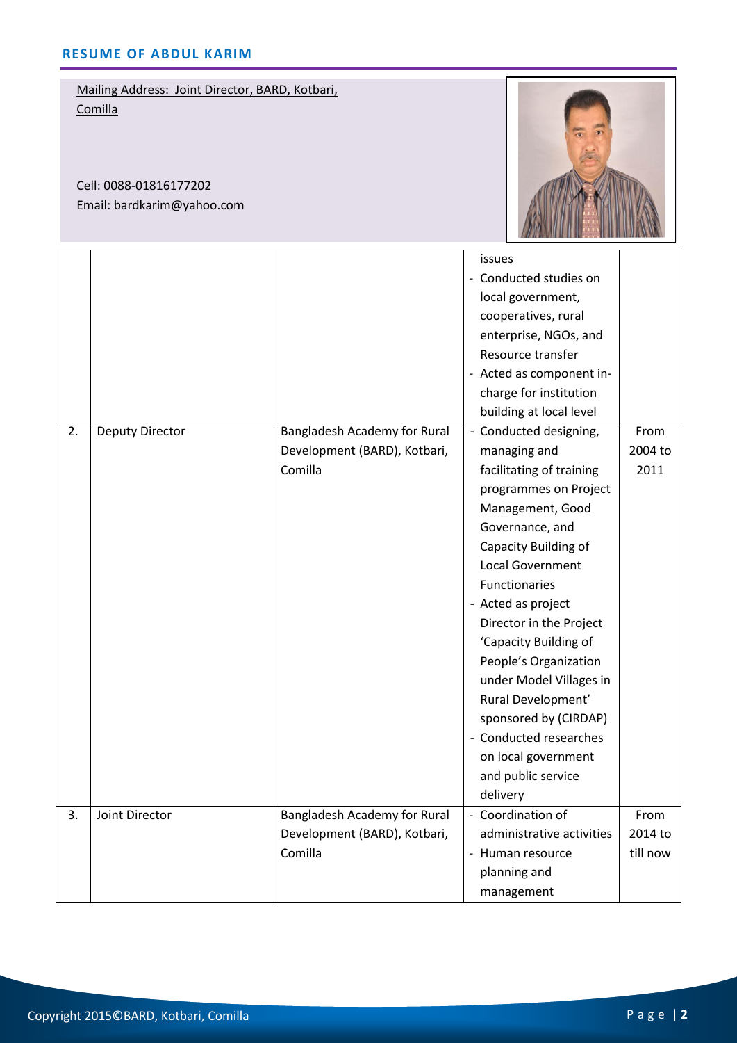**RESUME OF ABDUL KARIM**

Mailing Address: Joint Director, BARD, Kotbari, Comilla

Cell: 0088-01816177202
Email: bardkarim@yahoo.com

| | | | | |
|---|---|---|---|---|
| | | | issues<br>- Conducted studies on local government, cooperatives, rural enterprise, NGOs, and Resource transfer<br>- Acted as component in-charge for institution building at local level | |
| 2. | Deputy Director | Bangladesh Academy for Rural Development (BARD), Kotbari, Comilla | - Conducted designing, managing and facilitating of training programmes on Project Management, Good Governance, and Capacity Building of Local Government Functionaries<br>- Acted as project Director in the Project 'Capacity Building of People's Organization under Model Villages in Rural Development' sponsored by (CIRDAP)<br>- Conducted researches on local government and public service delivery | From 2004 to 2011 |
| 3. | Joint Director | Bangladesh Academy for Rural Development (BARD), Kotbari, Comilla | - Coordination of administrative activities<br>- Human resource planning and management | From 2014 to till now |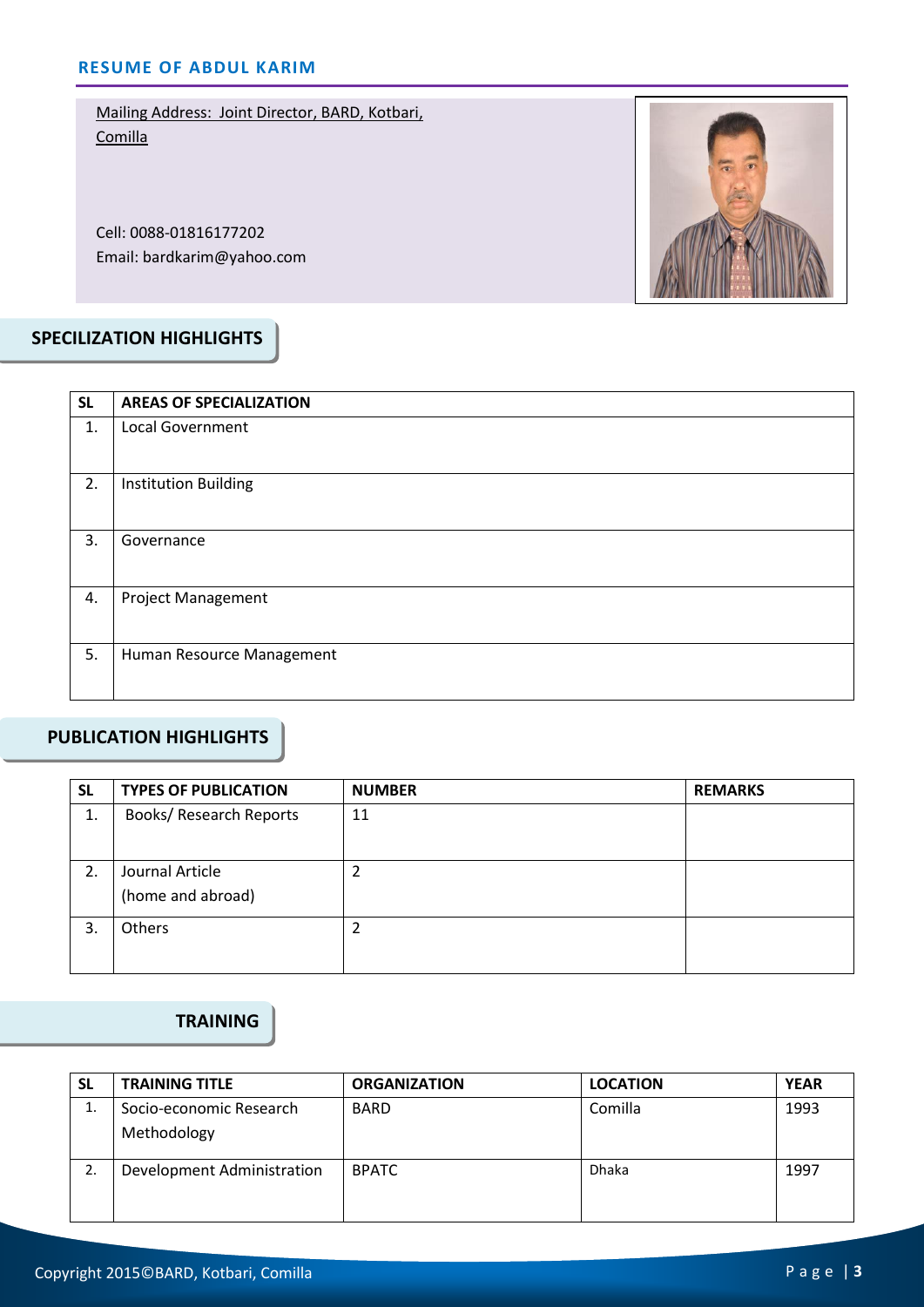**RESUME OF ABDUL KARIM**

Mailing Address: Joint Director, BARD, Kotbari, Comilla

Cell: 0088-01816177202
Email: bardkarim@yahoo.com

## SPECILIZATION HIGHLIGHTS

| SL | AREAS OF SPECIALIZATION |
|---|---|
| 1. | Local Government |
| 2. | Institution Building |
| 3. | Governance |
| 4. | Project Management |
| 5. | Human Resource Management |

## PUBLICATION HIGHLIGHTS

| SL | TYPES OF PUBLICATION | NUMBER | REMARKS |
|---|---|---|---|
| 1. | Books/ Research Reports | 11 | |
| 2. | Journal Article (home and abroad) | 2 | |
| 3. | Others | 2 | |

## TRAINING

| SL | TRAINING TITLE | ORGANIZATION | LOCATION | YEAR |
|---|---|---|---|---|
| 1. | Socio-economic Research Methodology | BARD | Comilla | 1993 |
| 2. | Development Administration | BPATC | Dhaka | 1997 |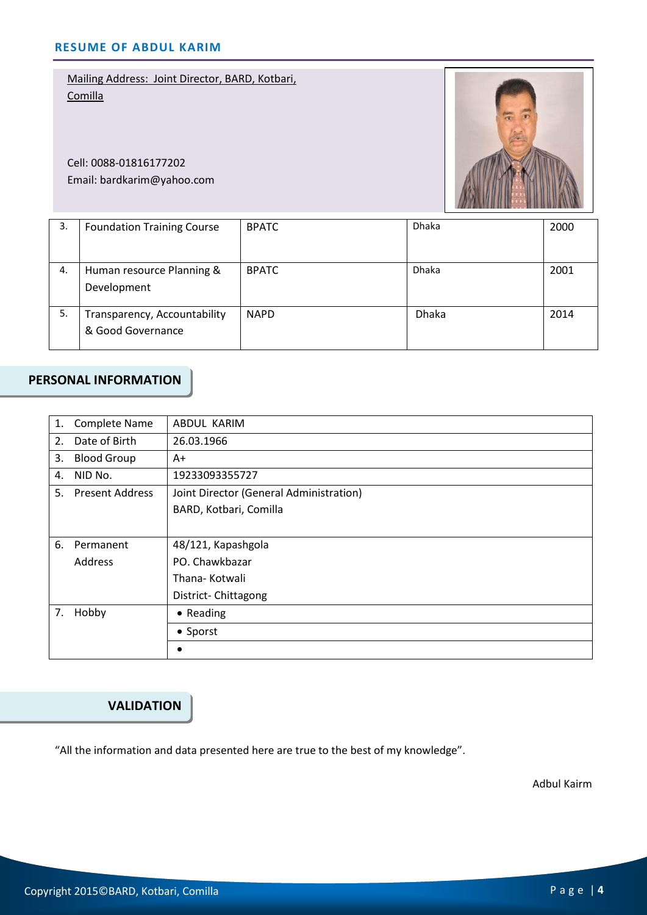**RESUME OF ABDUL KARIM**

Mailing Address: Joint Director, BARD, Kotbari, Comilla

Cell: 0088-01816177202
Email: bardkarim@yahoo.com

| | | | | |
|---|---|---|---|---|
| 3. | Foundation Training Course | BPATC | Dhaka | 2000 |
| 4. | Human resource Planning & Development | BPATC | Dhaka | 2001 |
| 5. | Transparency, Accountability & Good Governance | NAPD | Dhaka | 2014 |

## PERSONAL INFORMATION

| | |
|---|---|
| 1. Complete Name | ABDUL KARIM |
| 2. Date of Birth | 26.03.1966 |
| 3. Blood Group | A+ |
| 4. NID No. | 19233093355727 |
| 5. Present Address | Joint Director (General Administration)<br>BARD, Kotbari, Comilla |
| 6. Permanent Address | 48/121, Kapashgola<br>PO. Chawkbazar<br>Thana- Kotwali<br>District- Chittagong |
| 7. Hobby | • Reading<br>• Sporst<br>• |

## VALIDATION

"All the information and data presented here are true to the best of my knowledge".

Adbul Kairm

Copyright 2015©BARD, Kotbari, Comilla